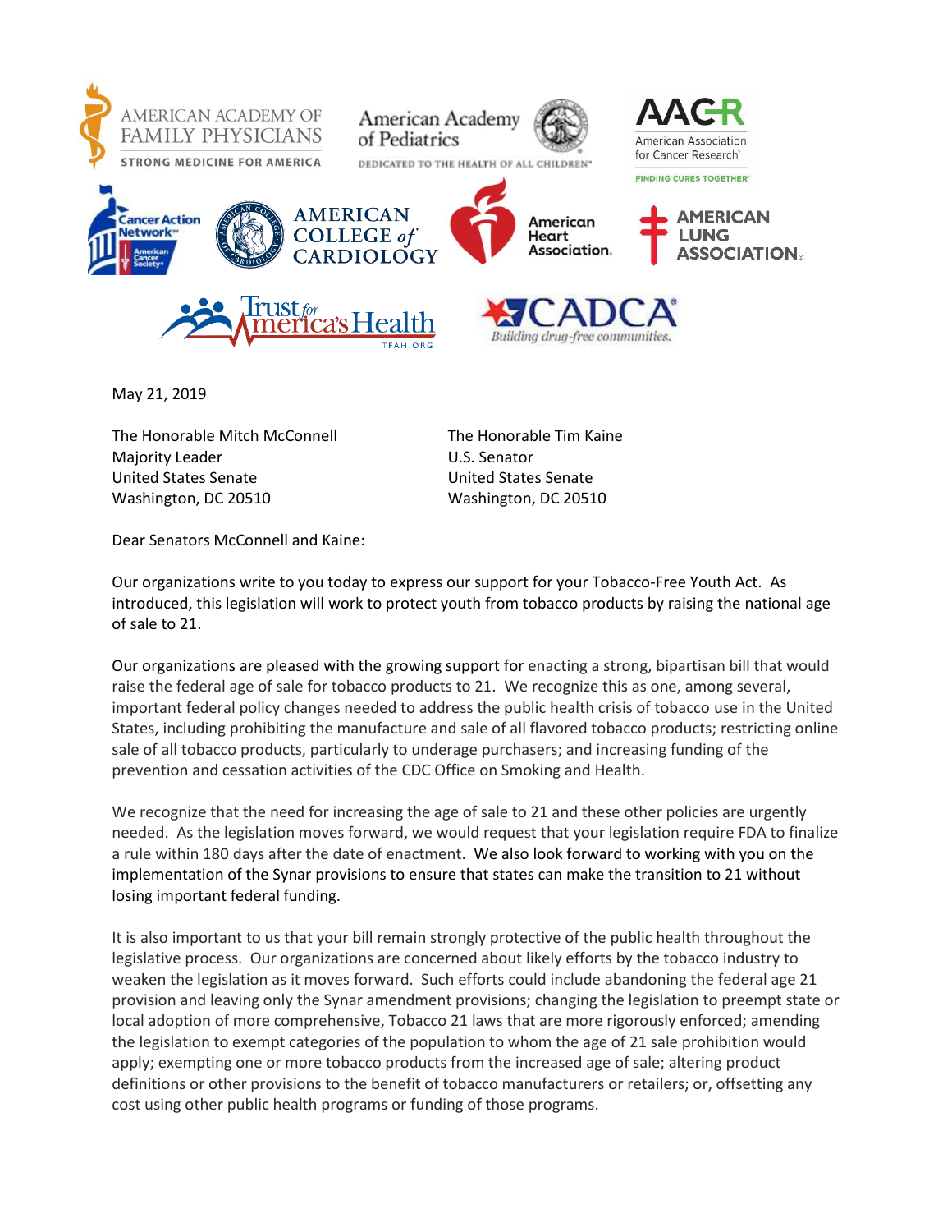AMERICAN ACADEMY OF FAMILY PHYSICIANS — STRONG MEDICINE FOR AMERICA

American Academy of Pediatrics — DEDICATED TO THE HEALTH OF ALL CHILDREN™

AACR — American Association for Cancer Research® — FINDING CURES TOGETHER®

Cancer Action Network™ — American Cancer Society®

AMERICAN COLLEGE of CARDIOLOGY

American Heart Association®

AMERICAN LUNG ASSOCIATION®

Trust for America's Health — TFAH.ORG

CADCA® — Building drug-free communities.

May 21, 2019

The Honorable Mitch McConnell
Majority Leader
United States Senate
Washington, DC 20510

The Honorable Tim Kaine
U.S. Senator
United States Senate
Washington, DC 20510

Dear Senators McConnell and Kaine:

Our organizations write to you today to express our support for your Tobacco-Free Youth Act. As introduced, this legislation will work to protect youth from tobacco products by raising the national age of sale to 21.

Our organizations are pleased with the growing support for enacting a strong, bipartisan bill that would raise the federal age of sale for tobacco products to 21. We recognize this as one, among several, important federal policy changes needed to address the public health crisis of tobacco use in the United States, including prohibiting the manufacture and sale of all flavored tobacco products; restricting online sale of all tobacco products, particularly to underage purchasers; and increasing funding of the prevention and cessation activities of the CDC Office on Smoking and Health.

We recognize that the need for increasing the age of sale to 21 and these other policies are urgently needed. As the legislation moves forward, we would request that your legislation require FDA to finalize a rule within 180 days after the date of enactment. We also look forward to working with you on the implementation of the Synar provisions to ensure that states can make the transition to 21 without losing important federal funding.

It is also important to us that your bill remain strongly protective of the public health throughout the legislative process. Our organizations are concerned about likely efforts by the tobacco industry to weaken the legislation as it moves forward. Such efforts could include abandoning the federal age 21 provision and leaving only the Synar amendment provisions; changing the legislation to preempt state or local adoption of more comprehensive, Tobacco 21 laws that are more rigorously enforced; amending the legislation to exempt categories of the population to whom the age of 21 sale prohibition would apply; exempting one or more tobacco products from the increased age of sale; altering product definitions or other provisions to the benefit of tobacco manufacturers or retailers; or, offsetting any cost using other public health programs or funding of those programs.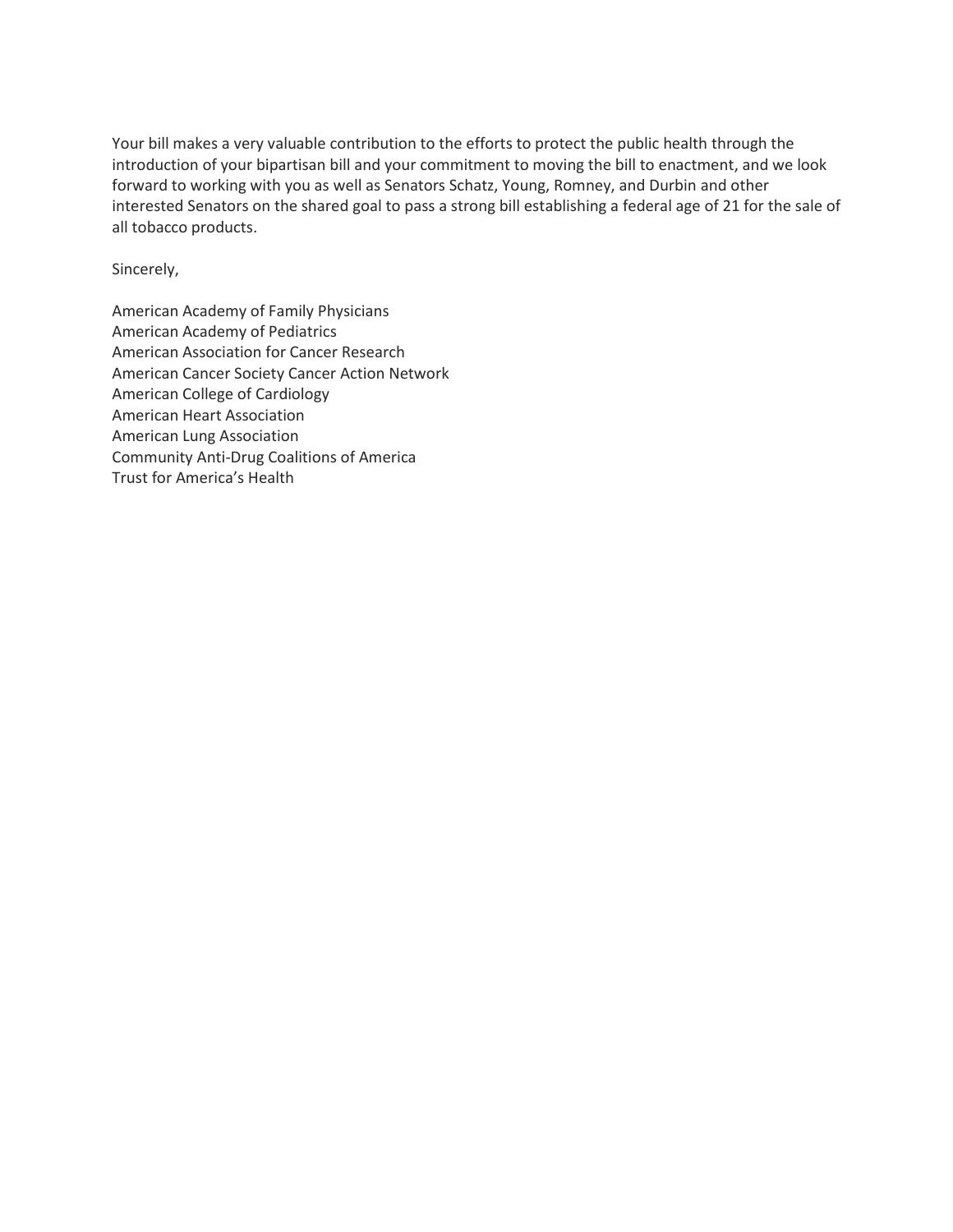Your bill makes a very valuable contribution to the efforts to protect the public health through the introduction of your bipartisan bill and your commitment to moving the bill to enactment, and we look forward to working with you as well as Senators Schatz, Young, Romney, and Durbin and other interested Senators on the shared goal to pass a strong bill establishing a federal age of 21 for the sale of all tobacco products.

Sincerely,

American Academy of Family Physicians
American Academy of Pediatrics
American Association for Cancer Research
American Cancer Society Cancer Action Network
American College of Cardiology
American Heart Association
American Lung Association
Community Anti-Drug Coalitions of America
Trust for America's Health